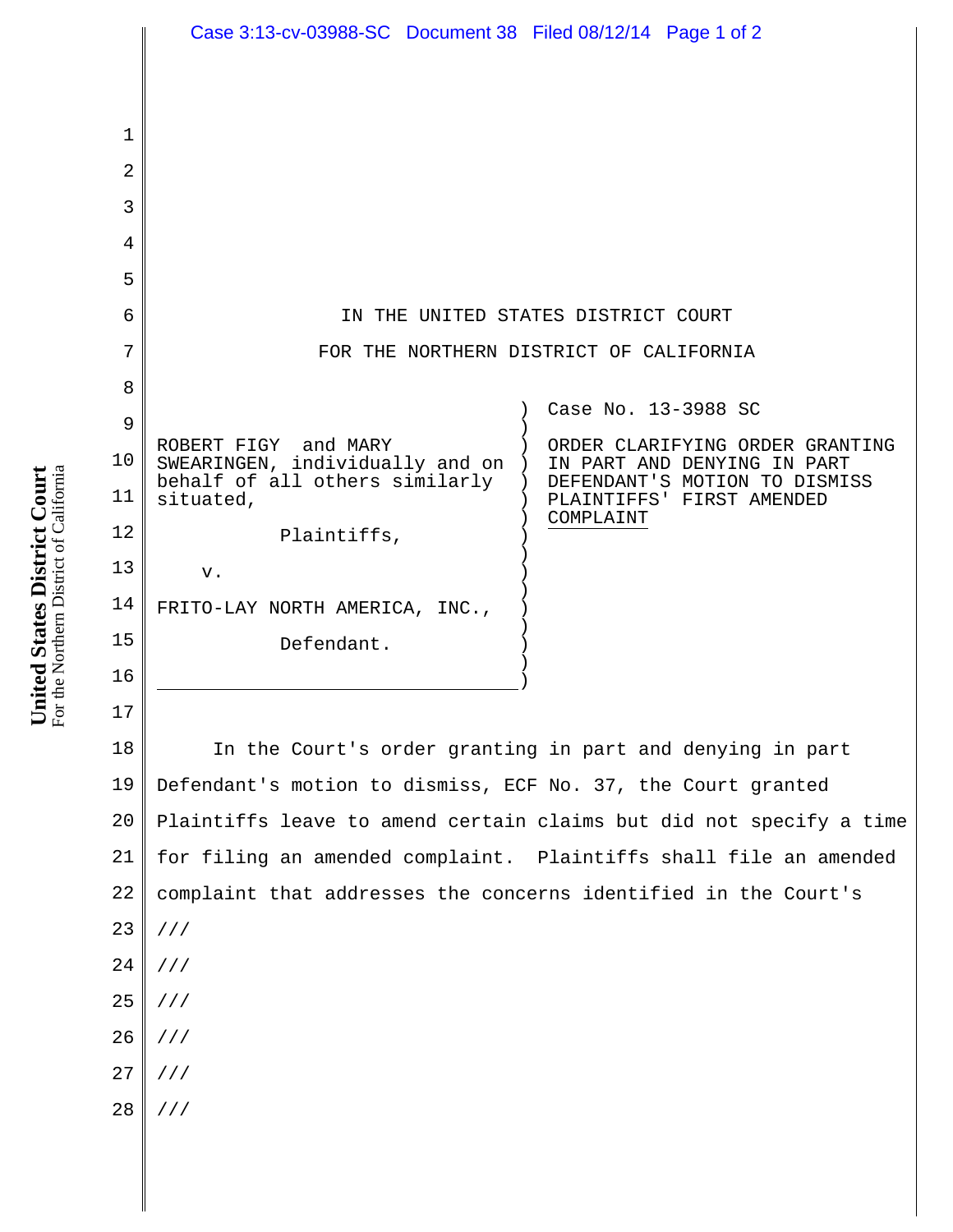IN THE UNITED STATES DISTRICT COURT

FOR THE NORTHERN DISTRICT OF CALIFORNIA

ROBERT FIGY and MARY SWEARINGEN, individually and on behalf of all others similarly situated,

Plaintiffs,

v.

FRITO-LAY NORTH AMERICA, INC.,

Defendant.

Case No. 13-3988 SC

ORDER CLARIFYING ORDER GRANTING IN PART AND DENYING IN PART DEFENDANT'S MOTION TO DISMISS PLAINTIFFS' FIRST AMENDED COMPLAINT

In the Court's order granting in part and denying in part Defendant's motion to dismiss, ECF No. 37, the Court granted Plaintiffs leave to amend certain claims but did not specify a time for filing an amended complaint. Plaintiffs shall file an amended complaint that addresses the concerns identified in the Court's

///

///

///

///

///

///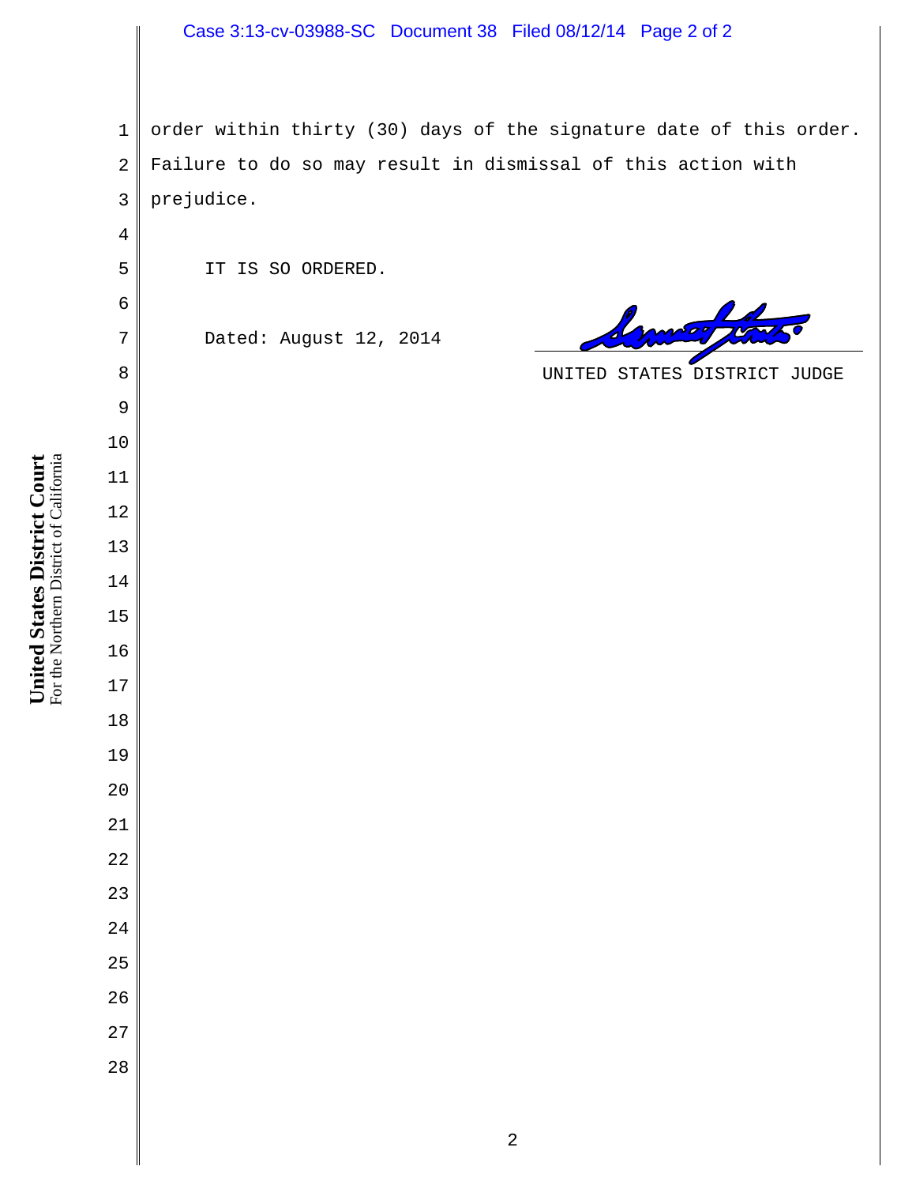order within thirty (30) days of the signature date of this order. Failure to do so may result in dismissal of this action with prejudice.

IT IS SO ORDERED.

Dated: August 12, 2014

UNITED STATES DISTRICT JUDGE